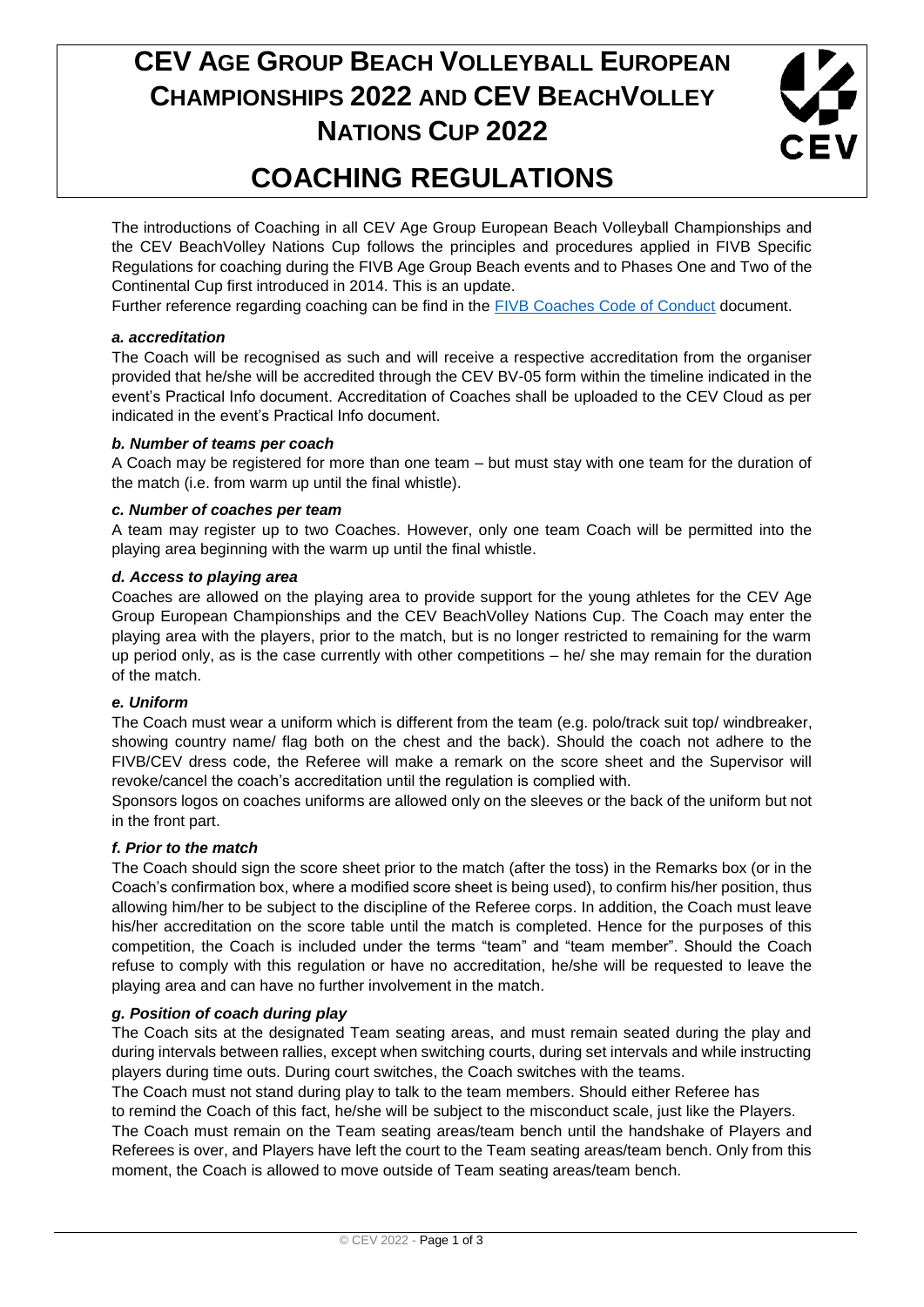# CEV Age Group Beach Volleyball European Championships 2022 and CEV BeachVolley Nations Cup 2022

# COACHING REGULATIONS

The introductions of Coaching in all CEV Age Group European Beach Volleyball Championships and the CEV BeachVolley Nations Cup follows the principles and procedures applied in FIVB Specific Regulations for coaching during the FIVB Age Group Beach events and to Phases One and Two of the Continental Cup first introduced in 2014. This is an update.

Further reference regarding coaching can be find in the FIVB Coaches Code of Conduct document.

### *a. accreditation*

The Coach will be recognised as such and will receive a respective accreditation from the organiser provided that he/she will be accredited through the CEV BV-05 form within the timeline indicated in the event's Practical Info document. Accreditation of Coaches shall be uploaded to the CEV Cloud as per indicated in the event's Practical Info document.

### *b. Number of teams per coach*

A Coach may be registered for more than one team – but must stay with one team for the duration of the match (i.e. from warm up until the final whistle).

### *c. Number of coaches per team*

A team may register up to two Coaches. However, only one team Coach will be permitted into the playing area beginning with the warm up until the final whistle.

### *d. Access to playing area*

Coaches are allowed on the playing area to provide support for the young athletes for the CEV Age Group European Championships and the CEV BeachVolley Nations Cup. The Coach may enter the playing area with the players, prior to the match, but is no longer restricted to remaining for the warm up period only, as is the case currently with other competitions – he/ she may remain for the duration of the match.

### *e. Uniform*

The Coach must wear a uniform which is different from the team (e.g. polo/track suit top/ windbreaker, showing country name/ flag both on the chest and the back). Should the coach not adhere to the FIVB/CEV dress code, the Referee will make a remark on the score sheet and the Supervisor will revoke/cancel the coach's accreditation until the regulation is complied with.

Sponsors logos on coaches uniforms are allowed only on the sleeves or the back of the uniform but not in the front part.

### *f. Prior to the match*

The Coach should sign the score sheet prior to the match (after the toss) in the Remarks box (or in the Coach's confirmation box, where a modified score sheet is being used), to confirm his/her position, thus allowing him/her to be subject to the discipline of the Referee corps. In addition, the Coach must leave his/her accreditation on the score table until the match is completed. Hence for the purposes of this competition, the Coach is included under the terms "team" and "team member". Should the Coach refuse to comply with this regulation or have no accreditation, he/she will be requested to leave the playing area and can have no further involvement in the match.

### *g. Position of coach during play*

The Coach sits at the designated Team seating areas, and must remain seated during the play and during intervals between rallies, except when switching courts, during set intervals and while instructing players during time outs. During court switches, the Coach switches with the teams.

The Coach must not stand during play to talk to the team members. Should either Referee has to remind the Coach of this fact, he/she will be subject to the misconduct scale, just like the Players.

The Coach must remain on the Team seating areas/team bench until the handshake of Players and Referees is over, and Players have left the court to the Team seating areas/team bench. Only from this moment, the Coach is allowed to move outside of Team seating areas/team bench.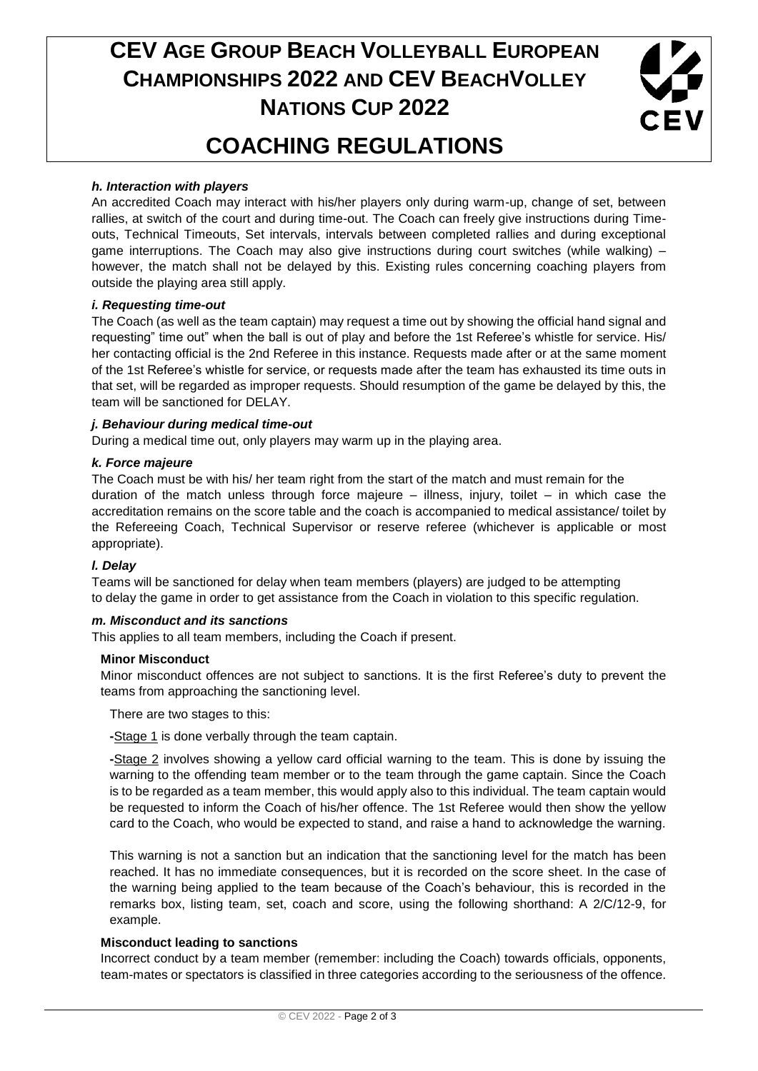#### *h. Interaction with players*

An accredited Coach may interact with his/her players only during warm-up, change of set, between rallies, at switch of the court and during time-out. The Coach can freely give instructions during Time-outs, Technical Timeouts, Set intervals, intervals between completed rallies and during exceptional game interruptions. The Coach may also give instructions during court switches (while walking) – however, the match shall not be delayed by this. Existing rules concerning coaching players from outside the playing area still apply.

#### *i. Requesting time-out*

The Coach (as well as the team captain) may request a time out by showing the official hand signal and requesting" time out" when the ball is out of play and before the 1st Referee's whistle for service. His/ her contacting official is the 2nd Referee in this instance. Requests made after or at the same moment of the 1st Referee's whistle for service, or requests made after the team has exhausted its time outs in that set, will be regarded as improper requests. Should resumption of the game be delayed by this, the team will be sanctioned for DELAY.

#### *j. Behaviour during medical time-out*

During a medical time out, only players may warm up in the playing area.

#### *k. Force majeure*

The Coach must be with his/ her team right from the start of the match and must remain for the duration of the match unless through force majeure – illness, injury, toilet – in which case the accreditation remains on the score table and the coach is accompanied to medical assistance/ toilet by the Refereeing Coach, Technical Supervisor or reserve referee (whichever is applicable or most appropriate).

#### *l. Delay*

Teams will be sanctioned for delay when team members (players) are judged to be attempting to delay the game in order to get assistance from the Coach in violation to this specific regulation.

#### *m. Misconduct and its sanctions*

This applies to all team members, including the Coach if present.

**Minor Misconduct**

Minor misconduct offences are not subject to sanctions. It is the first Referee's duty to prevent the teams from approaching the sanctioning level.

There are two stages to this:

-Stage 1 is done verbally through the team captain.

-Stage 2 involves showing a yellow card official warning to the team. This is done by issuing the warning to the offending team member or to the team through the game captain. Since the Coach is to be regarded as a team member, this would apply also to this individual. The team captain would be requested to inform the Coach of his/her offence. The 1st Referee would then show the yellow card to the Coach, who would be expected to stand, and raise a hand to acknowledge the warning.

This warning is not a sanction but an indication that the sanctioning level for the match has been reached. It has no immediate consequences, but it is recorded on the score sheet. In the case of the warning being applied to the team because of the Coach's behaviour, this is recorded in the remarks box, listing team, set, coach and score, using the following shorthand: A 2/C/12-9, for example.

**Misconduct leading to sanctions**

Incorrect conduct by a team member (remember: including the Coach) towards officials, opponents, team-mates or spectators is classified in three categories according to the seriousness of the offence.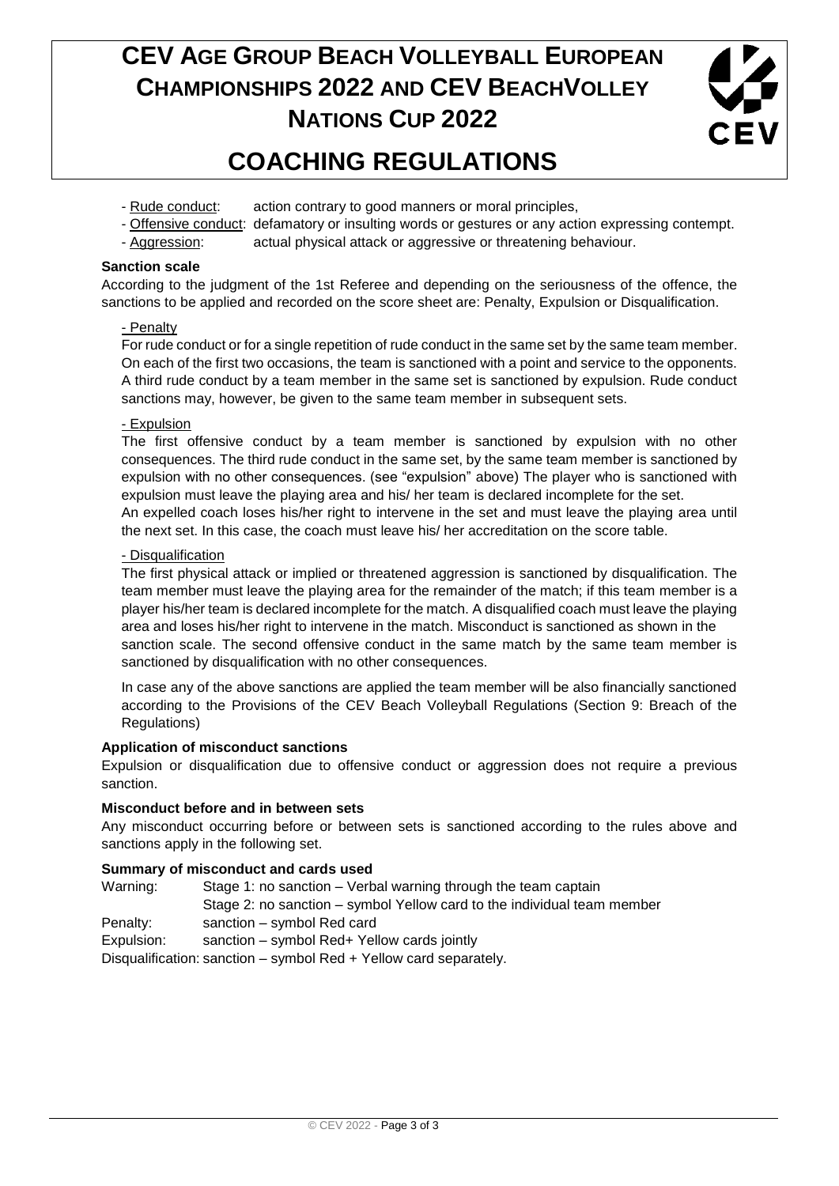- Rude conduct: action contrary to good manners or moral principles,
- Offensive conduct: defamatory or insulting words or gestures or any action expressing contempt.
- Aggression: actual physical attack or aggressive or threatening behaviour.

**Sanction scale**

According to the judgment of the 1st Referee and depending on the seriousness of the offence, the sanctions to be applied and recorded on the score sheet are: Penalty, Expulsion or Disqualification.

- Penalty

For rude conduct or for a single repetition of rude conduct in the same set by the same team member. On each of the first two occasions, the team is sanctioned with a point and service to the opponents. A third rude conduct by a team member in the same set is sanctioned by expulsion. Rude conduct sanctions may, however, be given to the same team member in subsequent sets.

- Expulsion

The first offensive conduct by a team member is sanctioned by expulsion with no other consequences. The third rude conduct in the same set, by the same team member is sanctioned by expulsion with no other consequences. (see "expulsion" above) The player who is sanctioned with expulsion must leave the playing area and his/ her team is declared incomplete for the set.

An expelled coach loses his/her right to intervene in the set and must leave the playing area until the next set. In this case, the coach must leave his/ her accreditation on the score table.

- Disqualification

The first physical attack or implied or threatened aggression is sanctioned by disqualification. The team member must leave the playing area for the remainder of the match; if this team member is a player his/her team is declared incomplete for the match. A disqualified coach must leave the playing area and loses his/her right to intervene in the match. Misconduct is sanctioned as shown in the sanction scale. The second offensive conduct in the same match by the same team member is sanctioned by disqualification with no other consequences.

In case any of the above sanctions are applied the team member will be also financially sanctioned according to the Provisions of the CEV Beach Volleyball Regulations (Section 9: Breach of the Regulations)

**Application of misconduct sanctions**

Expulsion or disqualification due to offensive conduct or aggression does not require a previous sanction.

**Misconduct before and in between sets**

Any misconduct occurring before or between sets is sanctioned according to the rules above and sanctions apply in the following set.

**Summary of misconduct and cards used**

Warning: Stage 1: no sanction – Verbal warning through the team captain
Stage 2: no sanction – symbol Yellow card to the individual team member

Penalty: sanction – symbol Red card

Expulsion: sanction – symbol Red+ Yellow cards jointly

Disqualification: sanction – symbol Red + Yellow card separately.